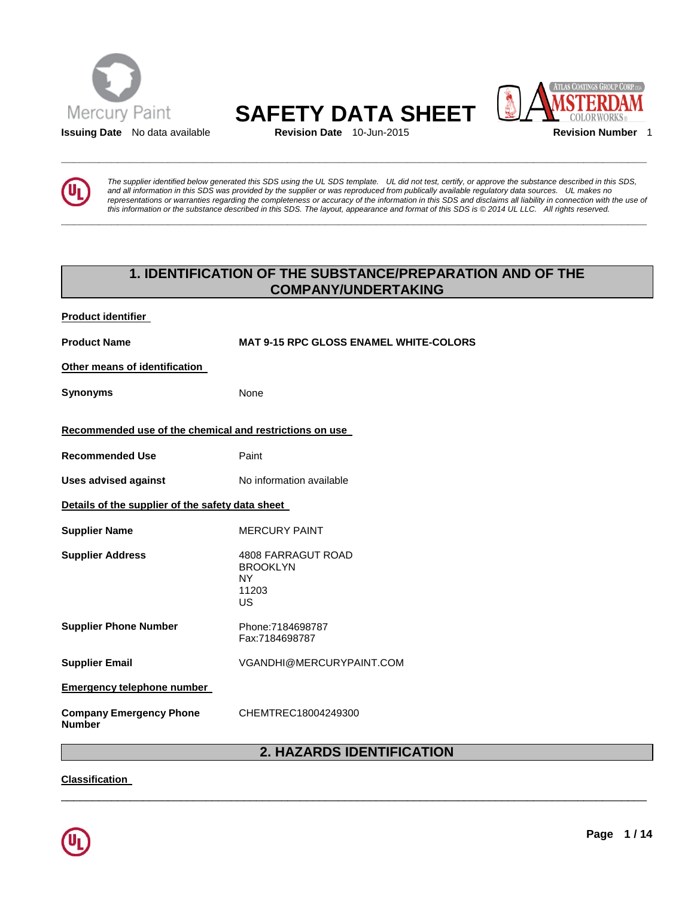Mercury Paint

# SAFETY DATA SHEET

ATLAS COATINGS GROUP CORP. AMSTERDAM COLORWORKS

**Issuing Date** No data available **Revision Date** 10-Jun-2015 **Revision Number** 1

*The supplier identified below generated this SDS using the UL SDS template. UL did not test, certify, or approve the substance described in this SDS, and all information in this SDS was provided by the supplier or was reproduced from publically available regulatory data sources. UL makes no representations or warranties regarding the completeness or accuracy of the information in this SDS and disclaims all liability in connection with the use of this information or the substance described in this SDS. The layout, appearance and format of this SDS is © 2014 UL LLC. All rights reserved.*

## 1. IDENTIFICATION OF THE SUBSTANCE/PREPARATION AND OF THE COMPANY/UNDERTAKING

**Product identifier**

**Product Name** **MAT 9-15 RPC GLOSS ENAMEL WHITE-COLORS**

**Other means of identification**

**Synonyms** None

**Recommended use of the chemical and restrictions on use**

**Recommended Use** Paint

**Uses advised against** No information available

**Details of the supplier of the safety data sheet**

**Supplier Name** MERCURY PAINT

**Supplier Address** 4808 FARRAGUT ROAD
BROOKLYN
NY
11203
US

**Supplier Phone Number** Phone:7184698787
Fax:7184698787

**Supplier Email** VGANDHI@MERCURYPAINT.COM

**Emergency telephone number**

**Company Emergency Phone Number** CHEMTREC18004249300

## 2. HAZARDS IDENTIFICATION

**Classification**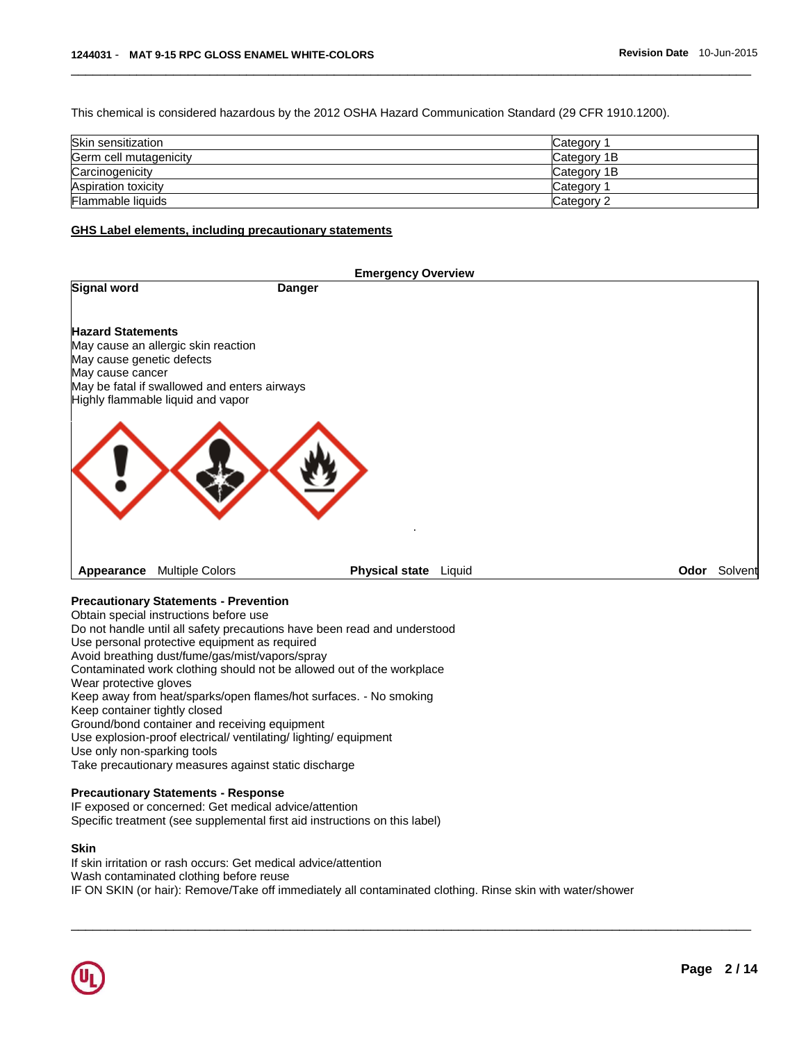This chemical is considered hazardous by the 2012 OSHA Hazard Communication Standard (29 CFR 1910.1200).

| Hazard | Category |
| --- | --- |
| Skin sensitization | Category 1 |
| Germ cell mutagenicity | Category 1B |
| Carcinogenicity | Category 1B |
| Aspiration toxicity | Category 1 |
| Flammable liquids | Category 2 |

### GHS Label elements, including precautionary statements

**Emergency Overview**

**Signal word** **Danger**

**Hazard Statements**
May cause an allergic skin reaction
May cause genetic defects
May cause cancer
May be fatal if swallowed and enters airways
Highly flammable liquid and vapor

**Appearance** Multiple Colors **Physical state** Liquid **Odor** Solvent

**Precautionary Statements - Prevention**
Obtain special instructions before use
Do not handle until all safety precautions have been read and understood
Use personal protective equipment as required
Avoid breathing dust/fume/gas/mist/vapors/spray
Contaminated work clothing should not be allowed out of the workplace
Wear protective gloves
Keep away from heat/sparks/open flames/hot surfaces. - No smoking
Keep container tightly closed
Ground/bond container and receiving equipment
Use explosion-proof electrical/ ventilating/ lighting/ equipment
Use only non-sparking tools
Take precautionary measures against static discharge

**Precautionary Statements - Response**
IF exposed or concerned: Get medical advice/attention
Specific treatment (see supplemental first aid instructions on this label)

**Skin**
If skin irritation or rash occurs: Get medical advice/attention
Wash contaminated clothing before reuse
IF ON SKIN (or hair): Remove/Take off immediately all contaminated clothing. Rinse skin with water/shower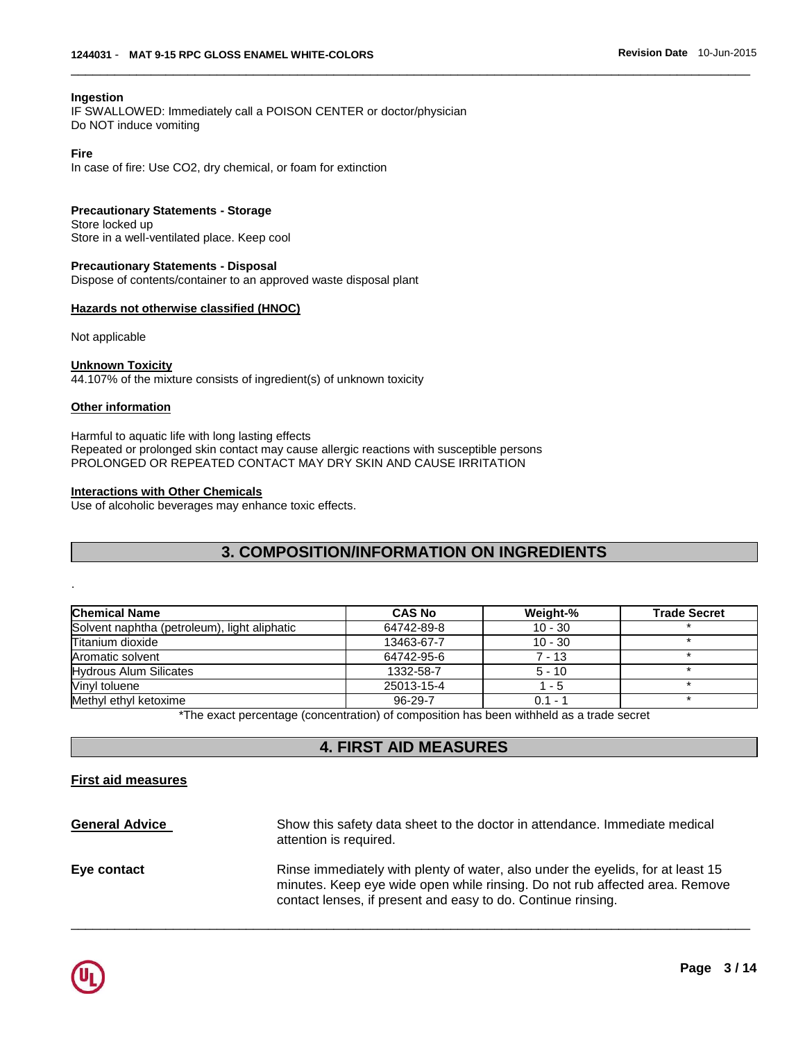### Ingestion

IF SWALLOWED: Immediately call a POISON CENTER or doctor/physician
Do NOT induce vomiting

### Fire

In case of fire: Use CO2, dry chemical, or foam for extinction

### Precautionary Statements - Storage

Store locked up
Store in a well-ventilated place. Keep cool

### Precautionary Statements - Disposal

Dispose of contents/container to an approved waste disposal plant

### Hazards not otherwise classified (HNOC)

Not applicable

### Unknown Toxicity

44.107% of the mixture consists of ingredient(s) of unknown toxicity

### Other information

Harmful to aquatic life with long lasting effects
Repeated or prolonged skin contact may cause allergic reactions with susceptible persons
PROLONGED OR REPEATED CONTACT MAY DRY SKIN AND CAUSE IRRITATION

### Interactions with Other Chemicals

Use of alcoholic beverages may enhance toxic effects.

## 3. COMPOSITION/INFORMATION ON INGREDIENTS

.

| Chemical Name | CAS No | Weight-% | Trade Secret |
|---|---|---|---|
| Solvent naphtha (petroleum), light aliphatic | 64742-89-8 | 10 - 30 | * |
| Titanium dioxide | 13463-67-7 | 10 - 30 | * |
| Aromatic solvent | 64742-95-6 | 7 - 13 | * |
| Hydrous Alum Silicates | 1332-58-7 | 5 - 10 | * |
| Vinyl toluene | 25013-15-4 | 1 - 5 | * |
| Methyl ethyl ketoxime | 96-29-7 | 0.1 - 1 | * |

*The exact percentage (concentration) of composition has been withheld as a trade secret

## 4. FIRST AID MEASURES

### First aid measures

**General Advice** Show this safety data sheet to the doctor in attendance. Immediate medical attention is required.

**Eye contact** Rinse immediately with plenty of water, also under the eyelids, for at least 15 minutes. Keep eye wide open while rinsing. Do not rub affected area. Remove contact lenses, if present and easy to do. Continue rinsing.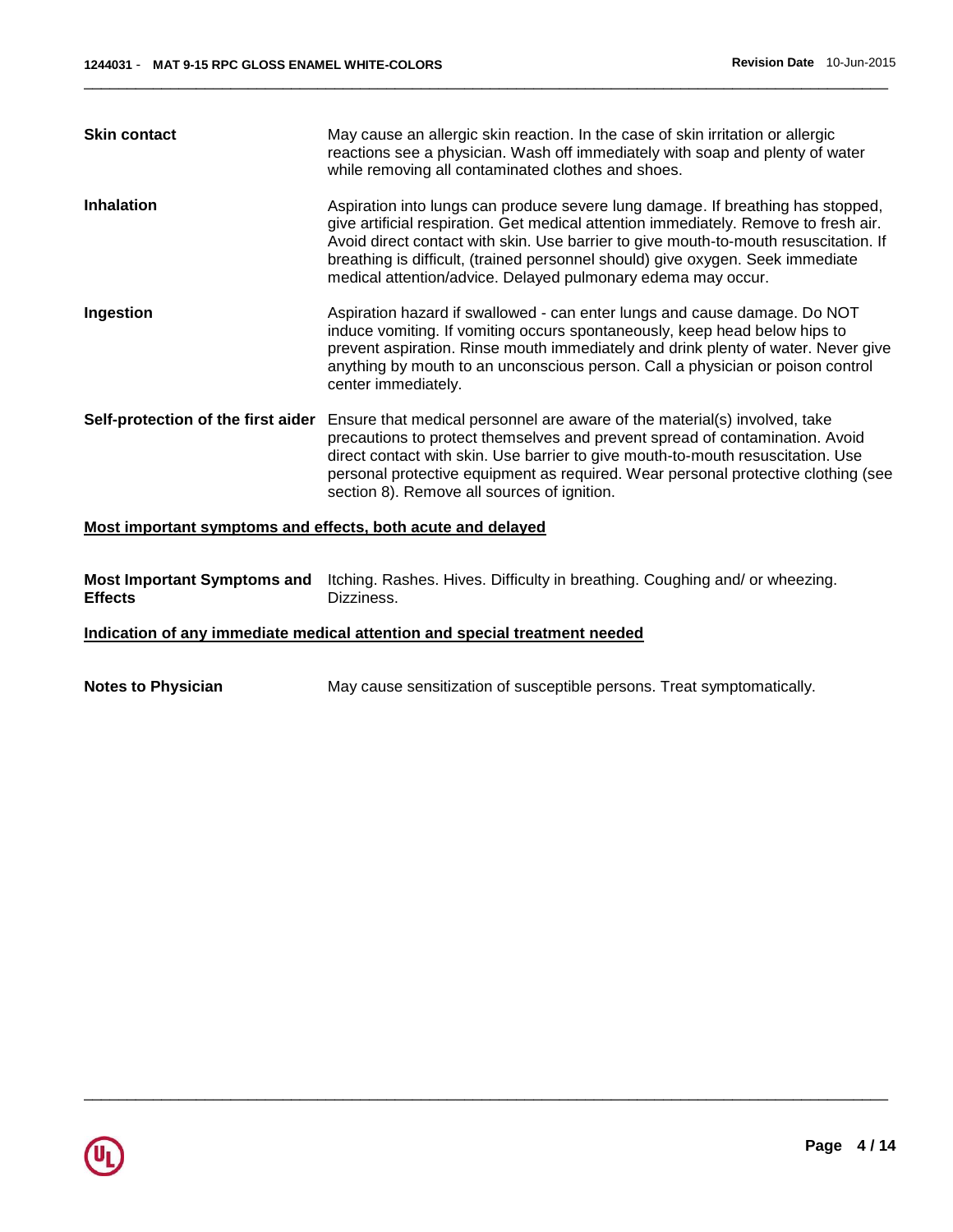**Skin contact** May cause an allergic skin reaction. In the case of skin irritation or allergic reactions see a physician. Wash off immediately with soap and plenty of water while removing all contaminated clothes and shoes.

**Inhalation** Aspiration into lungs can produce severe lung damage. If breathing has stopped, give artificial respiration. Get medical attention immediately. Remove to fresh air. Avoid direct contact with skin. Use barrier to give mouth-to-mouth resuscitation. If breathing is difficult, (trained personnel should) give oxygen. Seek immediate medical attention/advice. Delayed pulmonary edema may occur.

**Ingestion** Aspiration hazard if swallowed - can enter lungs and cause damage. Do NOT induce vomiting. If vomiting occurs spontaneously, keep head below hips to prevent aspiration. Rinse mouth immediately and drink plenty of water. Never give anything by mouth to an unconscious person. Call a physician or poison control center immediately.

**Self-protection of the first aider** Ensure that medical personnel are aware of the material(s) involved, take precautions to protect themselves and prevent spread of contamination. Avoid direct contact with skin. Use barrier to give mouth-to-mouth resuscitation. Use personal protective equipment as required. Wear personal protective clothing (see section 8). Remove all sources of ignition.

## Most important symptoms and effects, both acute and delayed

**Most Important Symptoms and Effects** Itching. Rashes. Hives. Difficulty in breathing. Coughing and/ or wheezing. Dizziness.

## Indication of any immediate medical attention and special treatment needed

**Notes to Physician** May cause sensitization of susceptible persons. Treat symptomatically.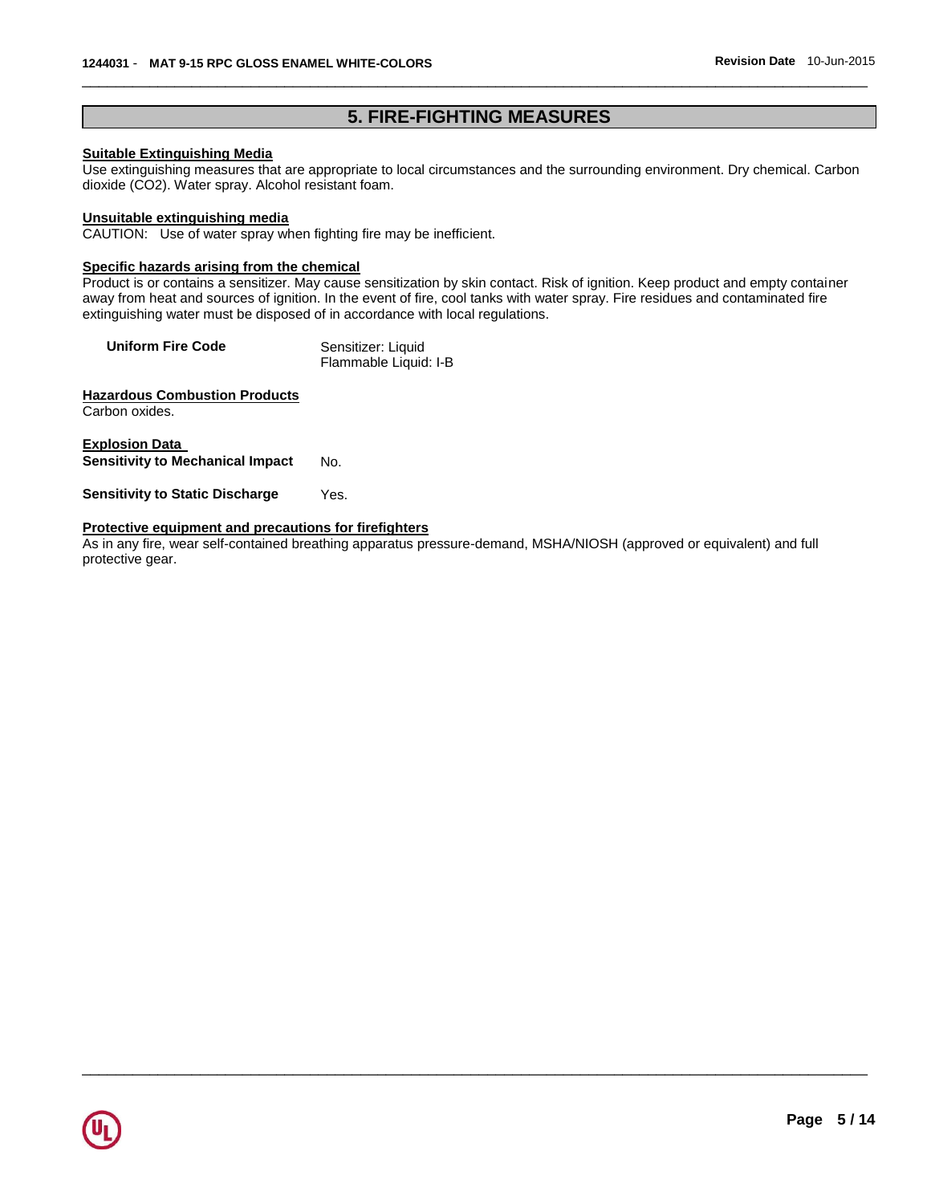## 5. FIRE-FIGHTING MEASURES

**Suitable Extinguishing Media**

Use extinguishing measures that are appropriate to local circumstances and the surrounding environment. Dry chemical. Carbon dioxide ($CO_2$). Water spray. Alcohol resistant foam.

**Unsuitable extinguishing media**

CAUTION: Use of water spray when fighting fire may be inefficient.

**Specific hazards arising from the chemical**

Product is or contains a sensitizer. May cause sensitization by skin contact. Risk of ignition. Keep product and empty container away from heat and sources of ignition. In the event of fire, cool tanks with water spray. Fire residues and contaminated fire extinguishing water must be disposed of in accordance with local regulations.

**Uniform Fire Code** Sensitizer: Liquid
Flammable Liquid: I-B

**Hazardous Combustion Products**

Carbon oxides.

**Explosion Data**

**Sensitivity to Mechanical Impact** No.

**Sensitivity to Static Discharge** Yes.

**Protective equipment and precautions for firefighters**

As in any fire, wear self-contained breathing apparatus pressure-demand, MSHA/NIOSH (approved or equivalent) and full protective gear.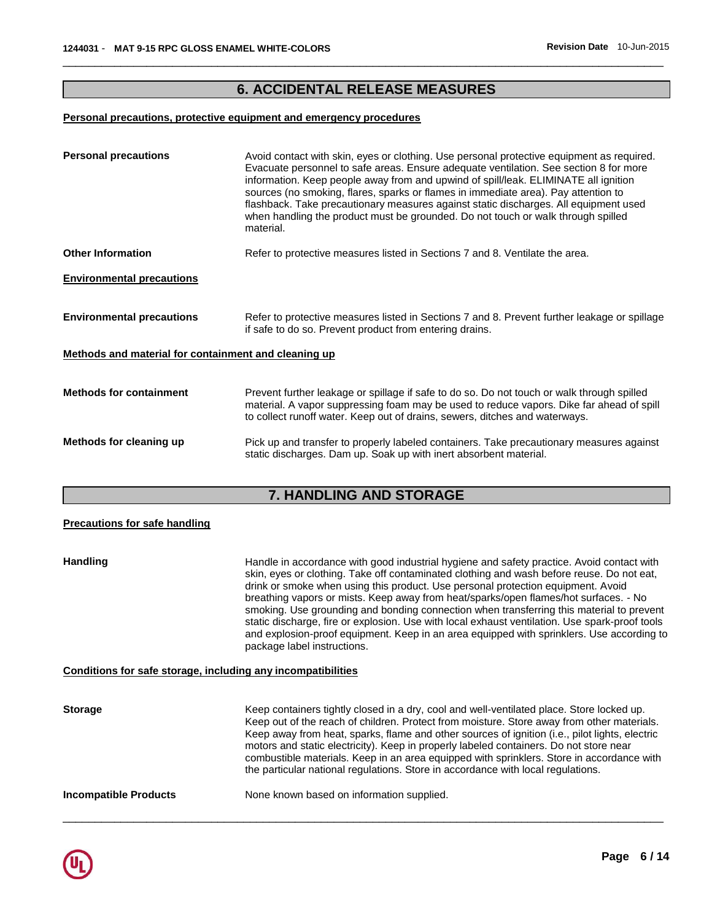## 6. ACCIDENTAL RELEASE MEASURES

**Personal precautions, protective equipment and emergency procedures**

**Personal precautions** Avoid contact with skin, eyes or clothing. Use personal protective equipment as required. Evacuate personnel to safe areas. Ensure adequate ventilation. See section 8 for more information. Keep people away from and upwind of spill/leak. ELIMINATE all ignition sources (no smoking, flares, sparks or flames in immediate area). Pay attention to flashback. Take precautionary measures against static discharges. All equipment used when handling the product must be grounded. Do not touch or walk through spilled material.

**Other Information** Refer to protective measures listed in Sections 7 and 8. Ventilate the area.

**Environmental precautions**

**Environmental precautions** Refer to protective measures listed in Sections 7 and 8. Prevent further leakage or spillage if safe to do so. Prevent product from entering drains.

**Methods and material for containment and cleaning up**

**Methods for containment** Prevent further leakage or spillage if safe to do so. Do not touch or walk through spilled material. A vapor suppressing foam may be used to reduce vapors. Dike far ahead of spill to collect runoff water. Keep out of drains, sewers, ditches and waterways.

**Methods for cleaning up** Pick up and transfer to properly labeled containers. Take precautionary measures against static discharges. Dam up. Soak up with inert absorbent material.

## 7. HANDLING AND STORAGE

**Precautions for safe handling**

**Handling** Handle in accordance with good industrial hygiene and safety practice. Avoid contact with skin, eyes or clothing. Take off contaminated clothing and wash before reuse. Do not eat, drink or smoke when using this product. Use personal protection equipment. Avoid breathing vapors or mists. Keep away from heat/sparks/open flames/hot surfaces. - No smoking. Use grounding and bonding connection when transferring this material to prevent static discharge, fire or explosion. Use with local exhaust ventilation. Use spark-proof tools and explosion-proof equipment. Keep in an area equipped with sprinklers. Use according to package label instructions.

**Conditions for safe storage, including any incompatibilities**

**Storage** Keep containers tightly closed in a dry, cool and well-ventilated place. Store locked up. Keep out of the reach of children. Protect from moisture. Store away from other materials. Keep away from heat, sparks, flame and other sources of ignition (i.e., pilot lights, electric motors and static electricity). Keep in properly labeled containers. Do not store near combustible materials. Keep in an area equipped with sprinklers. Store in accordance with the particular national regulations. Store in accordance with local regulations.

**Incompatible Products** None known based on information supplied.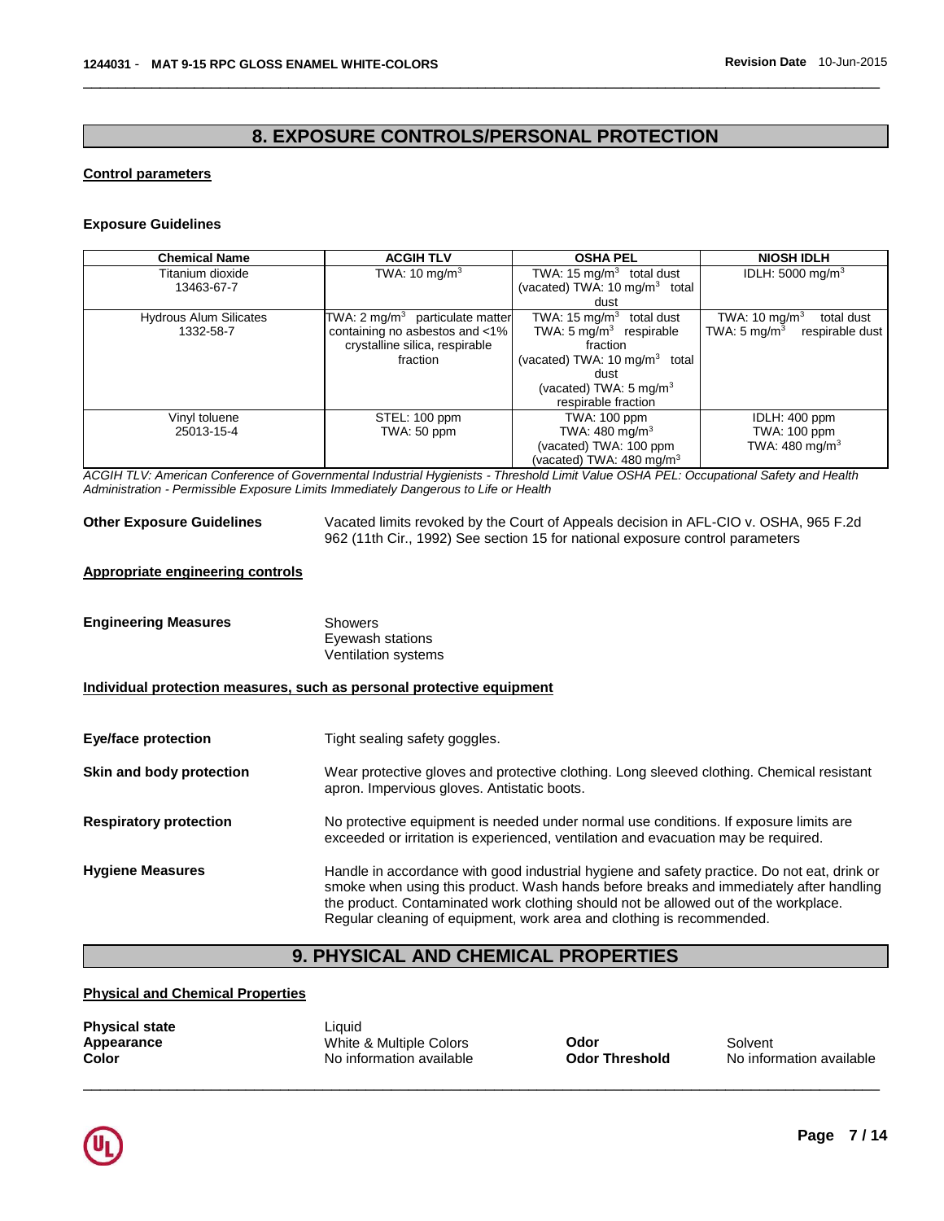## 8. EXPOSURE CONTROLS/PERSONAL PROTECTION

### Control parameters

**Exposure Guidelines**

| Chemical Name | ACGIH TLV | OSHA PEL | NIOSH IDLH |
|---|---|---|---|
| Titanium dioxide 13463-67-7 | TWA: 10 mg/m$^3$ | TWA: 15 mg/m$^3$ total dust (vacated) TWA: 10 mg/m$^3$ total dust | IDLH: 5000 mg/m$^3$ |
| Hydrous Alum Silicates 1332-58-7 | TWA: 2 mg/m$^3$ particulate matter containing no asbestos and <1% crystalline silica, respirable fraction | TWA: 15 mg/m$^3$ total dust TWA: 5 mg/m$^3$ respirable fraction (vacated) TWA: 10 mg/m$^3$ total dust (vacated) TWA: 5 mg/m$^3$ respirable fraction | TWA: 10 mg/m$^3$ total dust TWA: 5 mg/m$^3$ respirable dust |
| Vinyl toluene 25013-15-4 | STEL: 100 ppm TWA: 50 ppm | TWA: 100 ppm TWA: 480 mg/m$^3$ (vacated) TWA: 100 ppm (vacated) TWA: 480 mg/m$^3$ | IDLH: 400 ppm TWA: 100 ppm TWA: 480 mg/m$^3$ |

*ACGIH TLV: American Conference of Governmental Industrial Hygienists - Threshold Limit Value OSHA PEL: Occupational Safety and Health Administration - Permissible Exposure Limits Immediately Dangerous to Life or Health*

**Other Exposure Guidelines** Vacated limits revoked by the Court of Appeals decision in AFL-CIO v. OSHA, 965 F.2d 962 (11th Cir., 1992) See section 15 for national exposure control parameters

### Appropriate engineering controls

**Engineering Measures** Showers
Eyewash stations
Ventilation systems

### Individual protection measures, such as personal protective equipment

**Eye/face protection** Tight sealing safety goggles.

**Skin and body protection** Wear protective gloves and protective clothing. Long sleeved clothing. Chemical resistant apron. Impervious gloves. Antistatic boots.

**Respiratory protection** No protective equipment is needed under normal use conditions. If exposure limits are exceeded or irritation is experienced, ventilation and evacuation may be required.

**Hygiene Measures** Handle in accordance with good industrial hygiene and safety practice. Do not eat, drink or smoke when using this product. Wash hands before breaks and immediately after handling the product. Contaminated work clothing should not be allowed out of the workplace. Regular cleaning of equipment, work area and clothing is recommended.

## 9. PHYSICAL AND CHEMICAL PROPERTIES

### Physical and Chemical Properties

**Physical state** Liquid
**Appearance** White & Multiple Colors  **Odor** Solvent
**Color** No information available  **Odor Threshold** No information available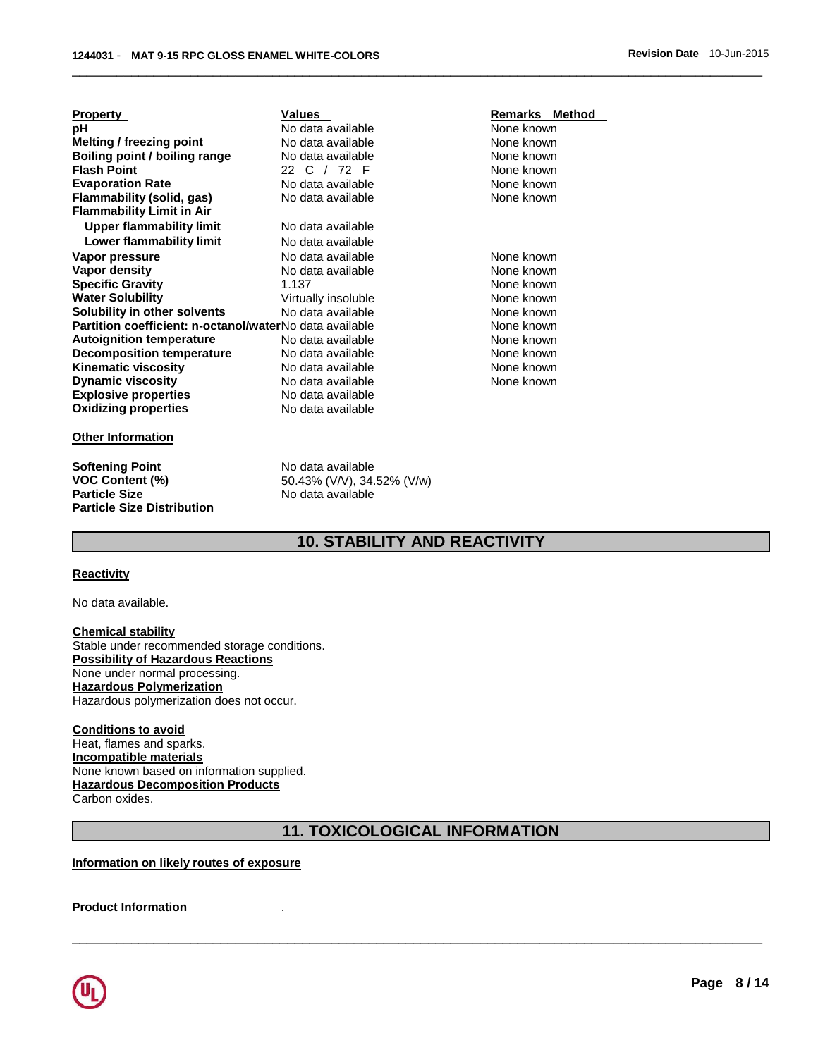| Property | Values | Remarks Method |
|---|---|---|
| **pH** | No data available | None known |
| **Melting / freezing point** | No data available | None known |
| **Boiling point / boiling range** | No data available | None known |
| **Flash Point** | 22 C / 72 F | None known |
| **Evaporation Rate** | No data available | None known |
| **Flammability (solid, gas)** | No data available | None known |
| **Flammability Limit in Air** | | |
| **Upper flammability limit** | No data available | |
| **Lower flammability limit** | No data available | |
| **Vapor pressure** | No data available | None known |
| **Vapor density** | No data available | None known |
| **Specific Gravity** | 1.137 | None known |
| **Water Solubility** | Virtually insoluble | None known |
| **Solubility in other solvents** | No data available | None known |
| **Partition coefficient: n-octanol/water** | No data available | None known |
| **Autoignition temperature** | No data available | None known |
| **Decomposition temperature** | No data available | None known |
| **Kinematic viscosity** | No data available | None known |
| **Dynamic viscosity** | No data available | None known |
| **Explosive properties** | No data available | |
| **Oxidizing properties** | No data available | |

**Other Information**

| | |
|---|---|
| **Softening Point** | No data available |
| **VOC Content (%)** | 50.43% (V/V), 34.52% (V/w) |
| **Particle Size** | No data available |
| **Particle Size Distribution** | |

## 10. STABILITY AND REACTIVITY

**Reactivity**

No data available.

**Chemical stability**
Stable under recommended storage conditions.
**Possibility of Hazardous Reactions**
None under normal processing.
**Hazardous Polymerization**
Hazardous polymerization does not occur.

**Conditions to avoid**
Heat, flames and sparks.
**Incompatible materials**
None known based on information supplied.
**Hazardous Decomposition Products**
Carbon oxides.

## 11. TOXICOLOGICAL INFORMATION

**Information on likely routes of exposure**

**Product Information** .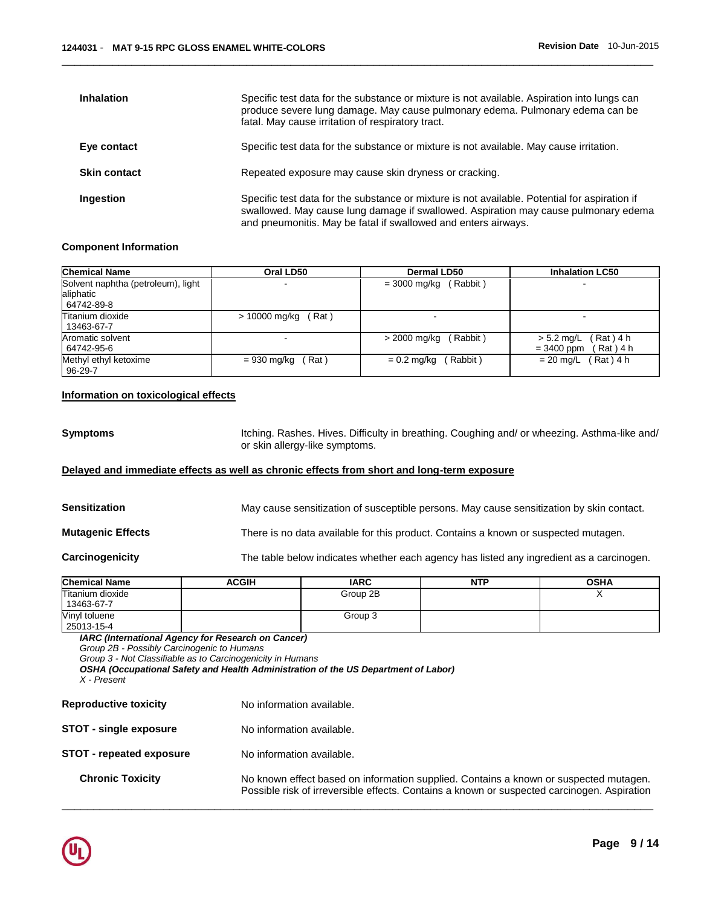**Inhalation** Specific test data for the substance or mixture is not available. Aspiration into lungs can produce severe lung damage. May cause pulmonary edema. Pulmonary edema can be fatal. May cause irritation of respiratory tract.

**Eye contact** Specific test data for the substance or mixture is not available. May cause irritation.

**Skin contact** Repeated exposure may cause skin dryness or cracking.

**Ingestion** Specific test data for the substance or mixture is not available. Potential for aspiration if swallowed. May cause lung damage if swallowed. Aspiration may cause pulmonary edema and pneumonitis. May be fatal if swallowed and enters airways.

**Component Information**

| Chemical Name | Oral LD50 | Dermal LD50 | Inhalation LC50 |
|---|---|---|---|
| Solvent naphtha (petroleum), light aliphatic 64742-89-8 | - | = 3000 mg/kg ( Rabbit ) | - |
| Titanium dioxide 13463-67-7 | > 10000 mg/kg ( Rat ) | - | - |
| Aromatic solvent 64742-95-6 | - | > 2000 mg/kg ( Rabbit ) | > 5.2 mg/L ( Rat ) 4 h = 3400 ppm ( Rat ) 4 h |
| Methyl ethyl ketoxime 96-29-7 | = 930 mg/kg ( Rat ) | = 0.2 mg/kg ( Rabbit ) | = 20 mg/L ( Rat ) 4 h |

**Information on toxicological effects**

**Symptoms** Itching. Rashes. Hives. Difficulty in breathing. Coughing and/ or wheezing. Asthma-like and/ or skin allergy-like symptoms.

**Delayed and immediate effects as well as chronic effects from short and long-term exposure**

**Sensitization** May cause sensitization of susceptible persons. May cause sensitization by skin contact.

**Mutagenic Effects** There is no data available for this product. Contains a known or suspected mutagen.

**Carcinogenicity** The table below indicates whether each agency has listed any ingredient as a carcinogen.

| Chemical Name | ACGIH | IARC | NTP | OSHA |
|---|---|---|---|---|
| Titanium dioxide 13463-67-7 | | Group 2B | | X |
| Vinyl toluene 25013-15-4 | | Group 3 | | |

***IARC (International Agency for Research on Cancer)***
*Group 2B - Possibly Carcinogenic to Humans*
*Group 3 - Not Classifiable as to Carcinogenicity in Humans*
***OSHA (Occupational Safety and Health Administration of the US Department of Labor)***
*X - Present*

**Reproductive toxicity** No information available.

**STOT - single exposure** No information available.

**STOT - repeated exposure** No information available.

**Chronic Toxicity** No known effect based on information supplied. Contains a known or suspected mutagen. Possible risk of irreversible effects. Contains a known or suspected carcinogen. Aspiration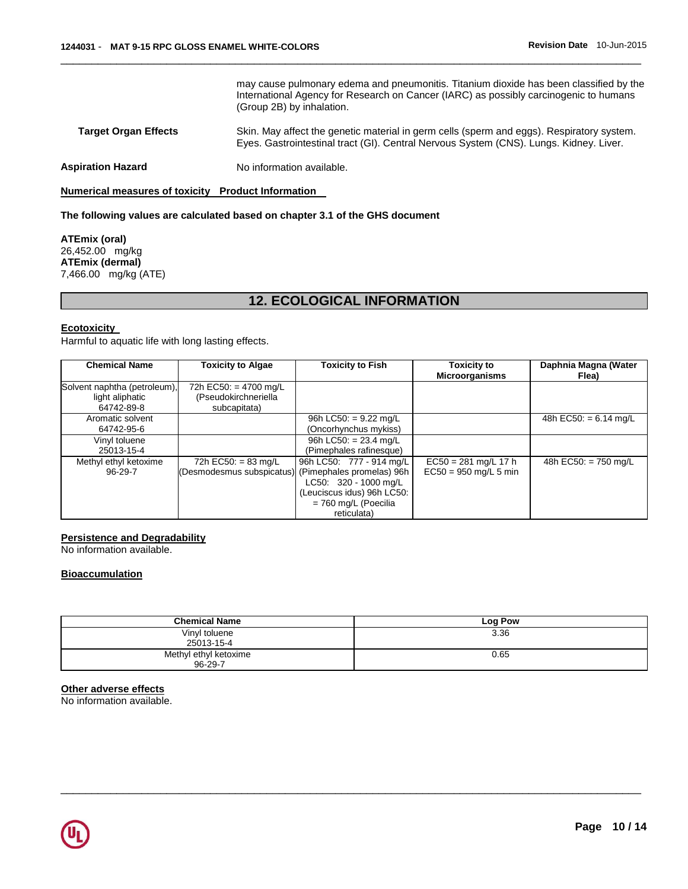may cause pulmonary edema and pneumonitis. Titanium dioxide has been classified by the International Agency for Research on Cancer (IARC) as possibly carcinogenic to humans (Group 2B) by inhalation.

**Target Organ Effects** Skin. May affect the genetic material in germ cells (sperm and eggs). Respiratory system. Eyes. Gastrointestinal tract (GI). Central Nervous System (CNS). Lungs. Kidney. Liver.

**Aspiration Hazard** No information available.

**Numerical measures of toxicity Product Information**

**The following values are calculated based on chapter 3.1 of the GHS document**

**ATEmix (oral)**
26,452.00 mg/kg
**ATEmix (dermal)**
7,466.00 mg/kg (ATE)

## 12. ECOLOGICAL INFORMATION

**Ecotoxicity**
Harmful to aquatic life with long lasting effects.

| Chemical Name | Toxicity to Algae | Toxicity to Fish | Toxicity to Microorganisms | Daphnia Magna (Water Flea) |
|---|---|---|---|---|
| Solvent naphtha (petroleum), light aliphatic 64742-89-8 | 72h EC50: = 4700 mg/L (Pseudokirchneriella subcapitata) | | | |
| Aromatic solvent 64742-95-6 | | 96h LC50: = 9.22 mg/L (Oncorhynchus mykiss) | | 48h EC50: = 6.14 mg/L |
| Vinyl toluene 25013-15-4 | | 96h LC50: = 23.4 mg/L (Pimephales rafinesque) | | |
| Methyl ethyl ketoxime 96-29-7 | 72h EC50: = 83 mg/L (Desmodesmus subspicatus) | 96h LC50: 777 - 914 mg/L (Pimephales promelas) 96h LC50: 320 - 1000 mg/L (Leuciscus idus) 96h LC50: = 760 mg/L (Poecilia reticulata) | EC50 = 281 mg/L 17 h EC50 = 950 mg/L 5 min | 48h EC50: = 750 mg/L |

**Persistence and Degradability**
No information available.

**Bioaccumulation**

| Chemical Name | Log Pow |
|---|---|
| Vinyl toluene 25013-15-4 | 3.36 |
| Methyl ethyl ketoxime 96-29-7 | 0.65 |

**Other adverse effects**
No information available.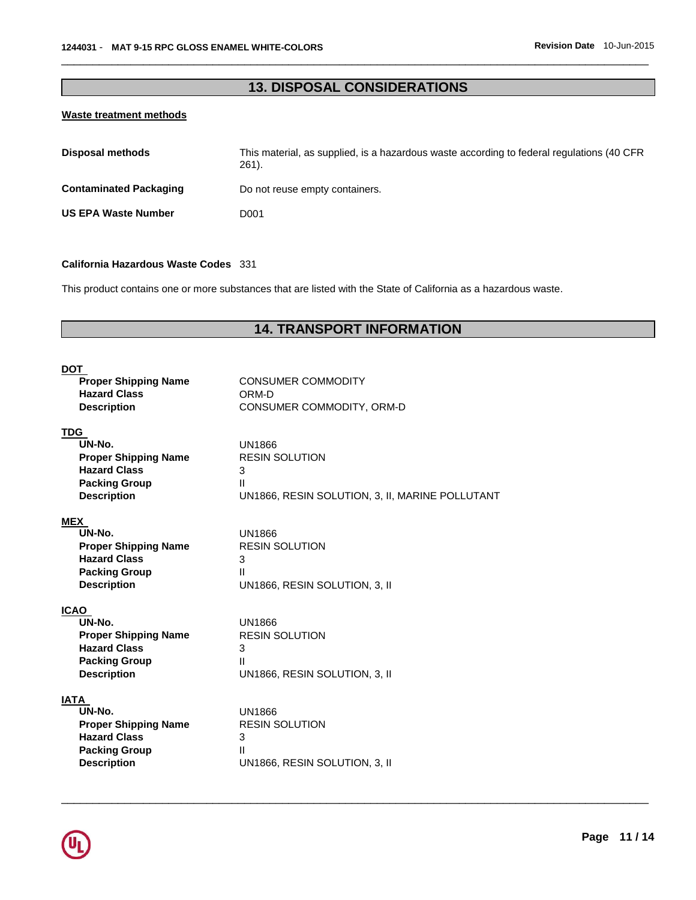## 13. DISPOSAL CONSIDERATIONS

**Waste treatment methods**

| | |
|---|---|
| **Disposal methods** | This material, as supplied, is a hazardous waste according to federal regulations (40 CFR 261). |
| **Contaminated Packaging** | Do not reuse empty containers. |
| **US EPA Waste Number** | D001 |

**California Hazardous Waste Codes** 331

This product contains one or more substances that are listed with the State of California as a hazardous waste.

## 14. TRANSPORT INFORMATION

**DOT**

| | |
|---|---|
| **Proper Shipping Name** | CONSUMER COMMODITY |
| **Hazard Class** | ORM-D |
| **Description** | CONSUMER COMMODITY, ORM-D |

**TDG**

| | |
|---|---|
| **UN-No.** | UN1866 |
| **Proper Shipping Name** | RESIN SOLUTION |
| **Hazard Class** | 3 |
| **Packing Group** | II |
| **Description** | UN1866, RESIN SOLUTION, 3, II, MARINE POLLUTANT |

**MEX**

| | |
|---|---|
| **UN-No.** | UN1866 |
| **Proper Shipping Name** | RESIN SOLUTION |
| **Hazard Class** | 3 |
| **Packing Group** | II |
| **Description** | UN1866, RESIN SOLUTION, 3, II |

**ICAO**

| | |
|---|---|
| **UN-No.** | UN1866 |
| **Proper Shipping Name** | RESIN SOLUTION |
| **Hazard Class** | 3 |
| **Packing Group** | II |
| **Description** | UN1866, RESIN SOLUTION, 3, II |

**IATA**

| | |
|---|---|
| **UN-No.** | UN1866 |
| **Proper Shipping Name** | RESIN SOLUTION |
| **Hazard Class** | 3 |
| **Packing Group** | II |
| **Description** | UN1866, RESIN SOLUTION, 3, II |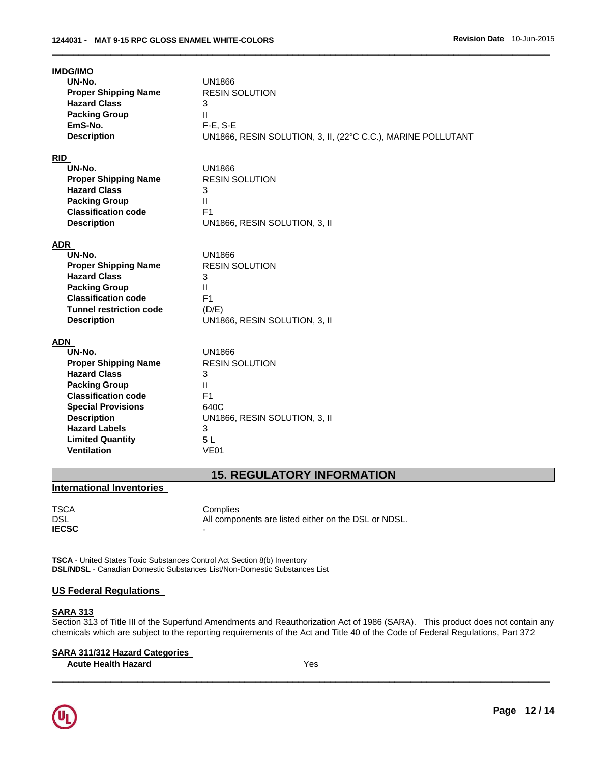**IMDG/IMO**

| | |
|---|---|
| **UN-No.** | UN1866 |
| **Proper Shipping Name** | RESIN SOLUTION |
| **Hazard Class** | 3 |
| **Packing Group** | II |
| **EmS-No.** | F-E, S-E |
| **Description** | UN1866, RESIN SOLUTION, 3, II, (22°C C.C.), MARINE POLLUTANT |

**RID**

| | |
|---|---|
| **UN-No.** | UN1866 |
| **Proper Shipping Name** | RESIN SOLUTION |
| **Hazard Class** | 3 |
| **Packing Group** | II |
| **Classification code** | F1 |
| **Description** | UN1866, RESIN SOLUTION, 3, II |

**ADR**

| | |
|---|---|
| **UN-No.** | UN1866 |
| **Proper Shipping Name** | RESIN SOLUTION |
| **Hazard Class** | 3 |
| **Packing Group** | II |
| **Classification code** | F1 |
| **Tunnel restriction code** | (D/E) |
| **Description** | UN1866, RESIN SOLUTION, 3, II |

**ADN**

| | |
|---|---|
| **UN-No.** | UN1866 |
| **Proper Shipping Name** | RESIN SOLUTION |
| **Hazard Class** | 3 |
| **Packing Group** | II |
| **Classification code** | F1 |
| **Special Provisions** | 640C |
| **Description** | UN1866, RESIN SOLUTION, 3, II |
| **Hazard Labels** | 3 |
| **Limited Quantity** | 5 L |
| **Ventilation** | VE01 |

## 15. REGULATORY INFORMATION

### International Inventories

| | |
|---|---|
| TSCA | Complies |
| DSL | All components are listed either on the DSL or NDSL. |
| **IECSC** | - |

**TSCA** - United States Toxic Substances Control Act Section 8(b) Inventory
**DSL/NDSL** - Canadian Domestic Substances List/Non-Domestic Substances List

### US Federal Regulations

**SARA 313**

Section 313 of Title III of the Superfund Amendments and Reauthorization Act of 1986 (SARA). This product does not contain any chemicals which are subject to the reporting requirements of the Act and Title 40 of the Code of Federal Regulations, Part 372

**SARA 311/312 Hazard Categories**

| | |
|---|---|
| **Acute Health Hazard** | Yes |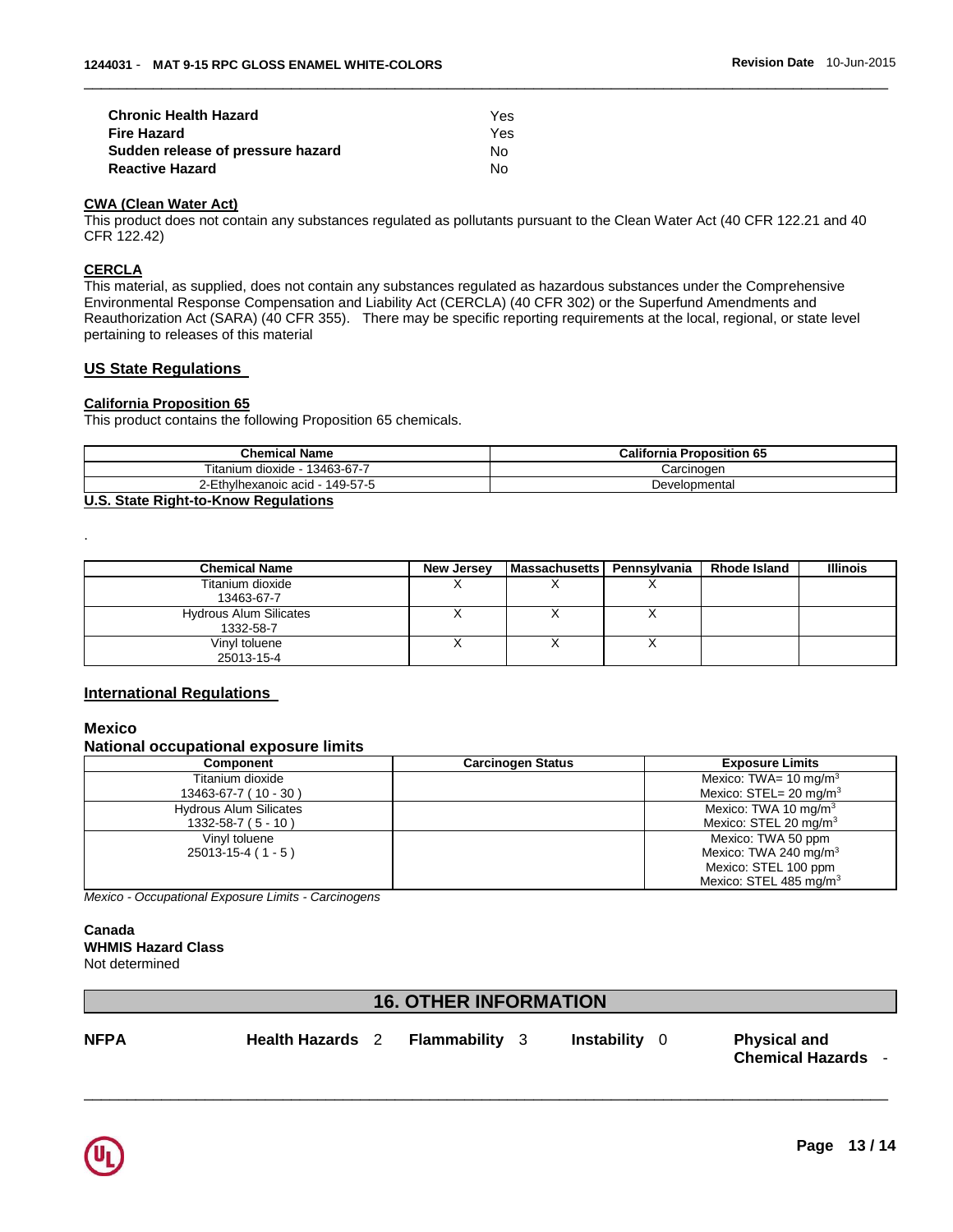| | |
|---|---|
| **Chronic Health Hazard** | Yes |
| **Fire Hazard** | Yes |
| **Sudden release of pressure hazard** | No |
| **Reactive Hazard** | No |

**CWA (Clean Water Act)**

This product does not contain any substances regulated as pollutants pursuant to the Clean Water Act (40 CFR 122.21 and 40 CFR 122.42)

**CERCLA**

This material, as supplied, does not contain any substances regulated as hazardous substances under the Comprehensive Environmental Response Compensation and Liability Act (CERCLA) (40 CFR 302) or the Superfund Amendments and Reauthorization Act (SARA) (40 CFR 355). There may be specific reporting requirements at the local, regional, or state level pertaining to releases of this material

## US State Regulations

**California Proposition 65**

This product contains the following Proposition 65 chemicals.

| Chemical Name | California Proposition 65 |
|---|---|
| Titanium dioxide - 13463-67-7 | Carcinogen |
| 2-Ethylhexanoic acid - 149-57-5 | Developmental |

**U.S. State Right-to-Know Regulations**

.

| Chemical Name | New Jersey | Massachusetts | Pennsylvania | Rhode Island | Illinois |
|---|---|---|---|---|---|
| Titanium dioxide 13463-67-7 | X | X | X | | |
| Hydrous Alum Silicates 1332-58-7 | X | X | X | | |
| Vinyl toluene 25013-15-4 | X | X | X | | |

## International Regulations

### Mexico

### National occupational exposure limits

| Component | Carcinogen Status | Exposure Limits |
|---|---|---|
| Titanium dioxide 13463-67-7 ( 10 - 30 ) | | Mexico: TWA= 10 mg/m$^3$ Mexico: STEL= 20 mg/m$^3$ |
| Hydrous Alum Silicates 1332-58-7 ( 5 - 10 ) | | Mexico: TWA 10 mg/m$^3$ Mexico: STEL 20 mg/m$^3$ |
| Vinyl toluene 25013-15-4 ( 1 - 5 ) | | Mexico: TWA 50 ppm Mexico: TWA 240 mg/m$^3$ Mexico: STEL 100 ppm Mexico: STEL 485 mg/m$^3$ |

*Mexico - Occupational Exposure Limits - Carcinogens*

**Canada**
**WHMIS Hazard Class**
Not determined

## 16. OTHER INFORMATION

| NFPA | Health Hazards 2 | Flammability 3 | Instability 0 | Physical and Chemical Hazards - |
|---|---|---|---|---|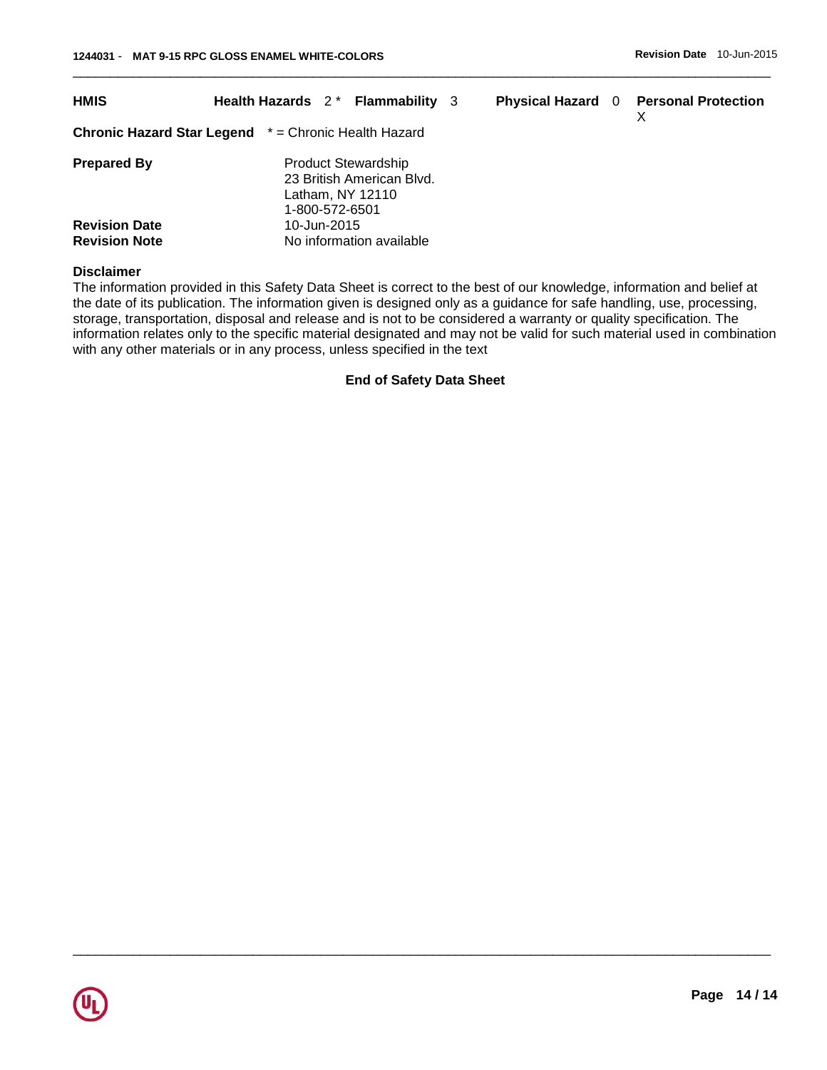| HMIS | Health Hazards 2 * | Flammability 3 | Physical Hazard 0 | Personal Protection X |
|---|---|---|---|---|

**Chronic Hazard Star Legend** * = Chronic Health Hazard

**Prepared By**
Product Stewardship
23 British American Blvd.
Latham, NY 12110
1-800-572-6501

**Revision Date** 10-Jun-2015

**Revision Note** No information available

**Disclaimer**

The information provided in this Safety Data Sheet is correct to the best of our knowledge, information and belief at the date of its publication. The information given is designed only as a guidance for safe handling, use, processing, storage, transportation, disposal and release and is not to be considered a warranty or quality specification. The information relates only to the specific material designated and may not be valid for such material used in combination with any other materials or in any process, unless specified in the text

**End of Safety Data Sheet**